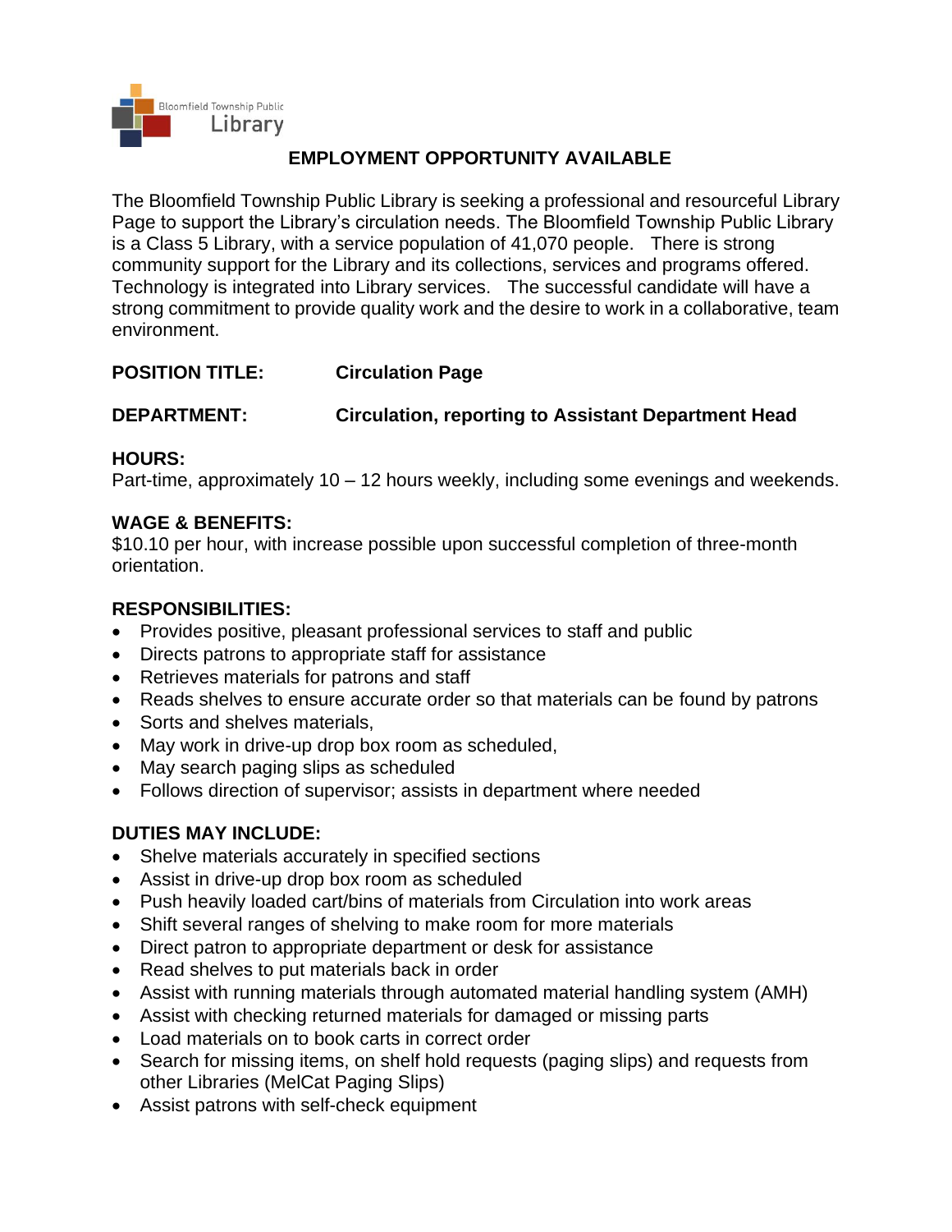Bloomfield Township Public Library

# EMPLOYMENT OPPORTUNITY AVAILABLE

The Bloomfield Township Public Library is seeking a professional and resourceful Library Page to support the Library's circulation needs. The Bloomfield Township Public Library is a Class 5 Library, with a service population of 41,070 people. There is strong community support for the Library and its collections, services and programs offered. Technology is integrated into Library services. The successful candidate will have a strong commitment to provide quality work and the desire to work in a collaborative, team environment.

**POSITION TITLE:** **Circulation Page**

**DEPARTMENT:** **Circulation, reporting to Assistant Department Head**

**HOURS:**
Part-time, approximately 10 – 12 hours weekly, including some evenings and weekends.

**WAGE & BENEFITS:**
$10.10 per hour, with increase possible upon successful completion of three-month orientation.

**RESPONSIBILITIES:**

- Provides positive, pleasant professional services to staff and public
- Directs patrons to appropriate staff for assistance
- Retrieves materials for patrons and staff
- Reads shelves to ensure accurate order so that materials can be found by patrons
- Sorts and shelves materials,
- May work in drive-up drop box room as scheduled,
- May search paging slips as scheduled
- Follows direction of supervisor; assists in department where needed

**DUTIES MAY INCLUDE:**

- Shelve materials accurately in specified sections
- Assist in drive-up drop box room as scheduled
- Push heavily loaded cart/bins of materials from Circulation into work areas
- Shift several ranges of shelving to make room for more materials
- Direct patron to appropriate department or desk for assistance
- Read shelves to put materials back in order
- Assist with running materials through automated material handling system (AMH)
- Assist with checking returned materials for damaged or missing parts
- Load materials on to book carts in correct order
- Search for missing items, on shelf hold requests (paging slips) and requests from other Libraries (MelCat Paging Slips)
- Assist patrons with self-check equipment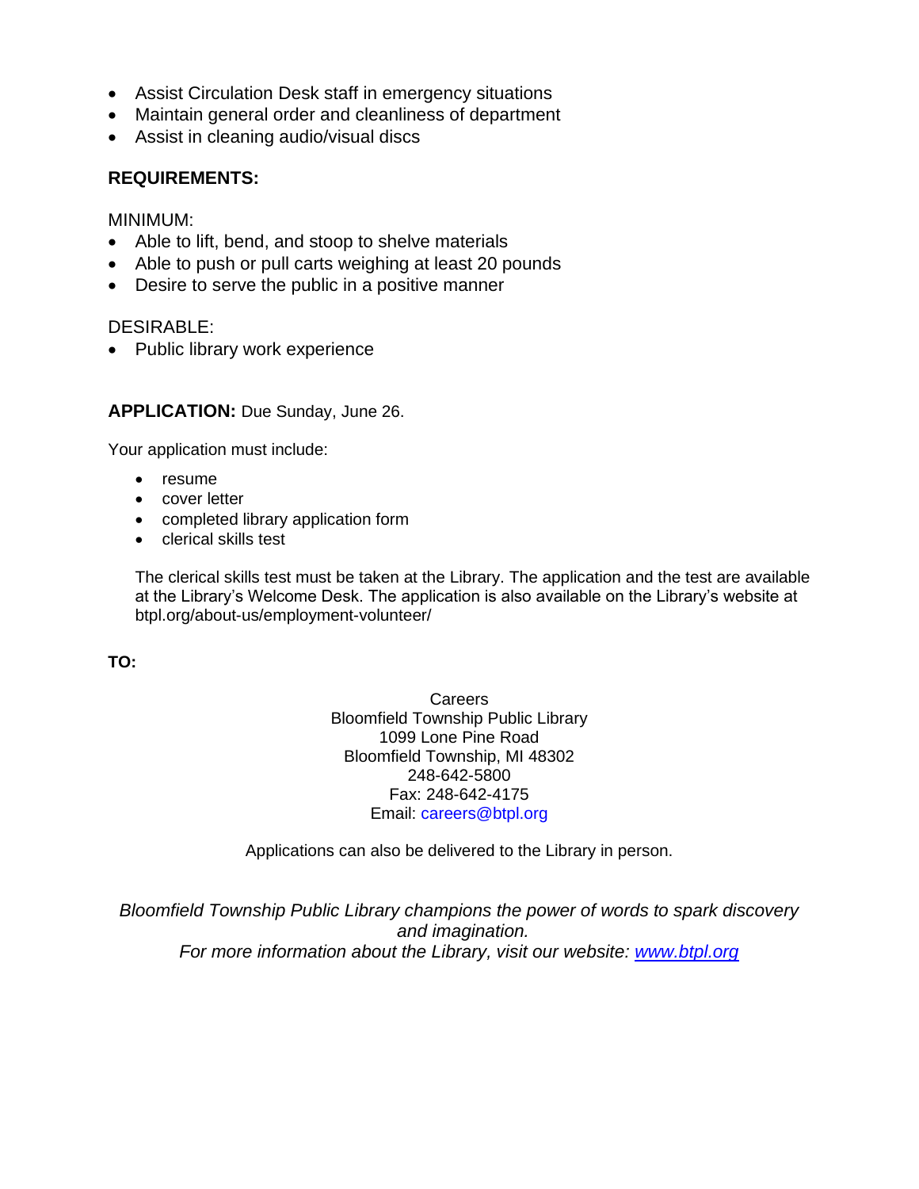- Assist Circulation Desk staff in emergency situations
- Maintain general order and cleanliness of department
- Assist in cleaning audio/visual discs

**REQUIREMENTS:**

MINIMUM:

- Able to lift, bend, and stoop to shelve materials
- Able to push or pull carts weighing at least 20 pounds
- Desire to serve the public in a positive manner

DESIRABLE:

- Public library work experience

**APPLICATION:** Due Sunday, June 26.

Your application must include:

- resume
- cover letter
- completed library application form
- clerical skills test

The clerical skills test must be taken at the Library. The application and the test are available at the Library's Welcome Desk. The application is also available on the Library's website at btpl.org/about-us/employment-volunteer/

**TO:**

Careers
Bloomfield Township Public Library
1099 Lone Pine Road
Bloomfield Township, MI 48302
248-642-5800
Fax: 248-642-4175
Email: careers@btpl.org

Applications can also be delivered to the Library in person.

*Bloomfield Township Public Library champions the power of words to spark discovery and imagination.*
*For more information about the Library, visit our website: www.btpl.org*